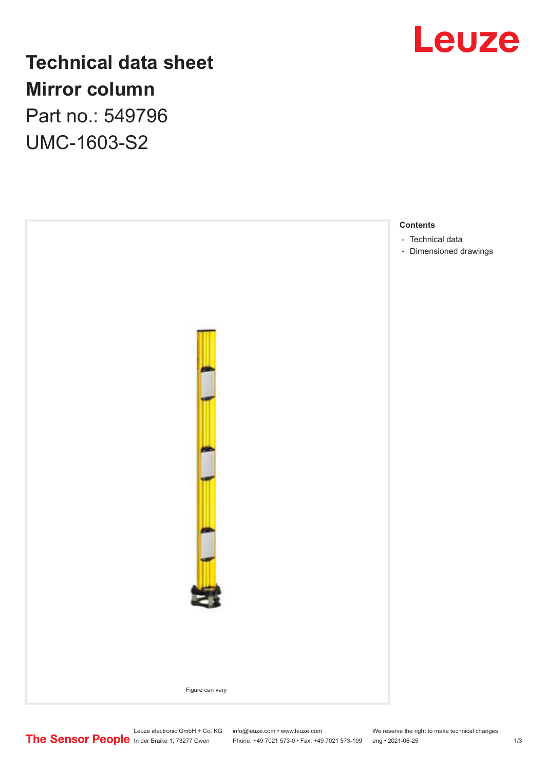# Technical data sheet

# Mirror column

Part no.: 549796

UMC-1603-S2

Figure can vary

**Contents**

- Technical data
- Dimensioned drawings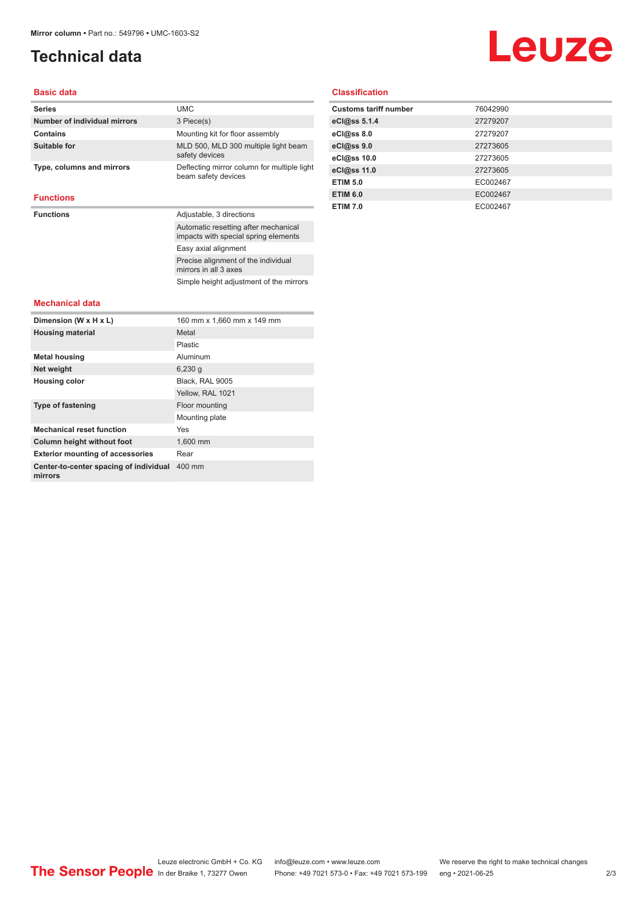# Technical data

## Basic data

| | |
|---|---|
| **Series** | UMC |
| **Number of individual mirrors** | 3 Piece(s) |
| **Contains** | Mounting kit for floor assembly |
| **Suitable for** | MLD 500, MLD 300 multiple light beam safety devices |
| **Type, columns and mirrors** | Deflecting mirror column for multiple light beam safety devices |

## Functions

| | |
|---|---|
| **Functions** | Adjustable, 3 directions |
| | Automatic resetting after mechanical impacts with special spring elements |
| | Easy axial alignment |
| | Precise alignment of the individual mirrors in all 3 axes |
| | Simple height adjustment of the mirrors |

## Mechanical data

| | |
|---|---|
| **Dimension (W x H x L)** | 160 mm x 1,660 mm x 149 mm |
| **Housing material** | Metal |
| | Plastic |
| **Metal housing** | Aluminum |
| **Net weight** | 6,230 g |
| **Housing color** | Black, RAL 9005 |
| | Yellow, RAL 1021 |
| **Type of fastening** | Floor mounting |
| | Mounting plate |
| **Mechanical reset function** | Yes |
| **Column height without foot** | 1,600 mm |
| **Exterior mounting of accessories** | Rear |
| **Center-to-center spacing of individual mirrors** | 400 mm |

## Classification

| | |
|---|---|
| **Customs tariff number** | 76042990 |
| **eCl@ss 5.1.4** | 27279207 |
| **eCl@ss 8.0** | 27279207 |
| **eCl@ss 9.0** | 27273605 |
| **eCl@ss 10.0** | 27273605 |
| **eCl@ss 11.0** | 27273605 |
| **ETIM 5.0** | EC002467 |
| **ETIM 6.0** | EC002467 |
| **ETIM 7.0** | EC002467 |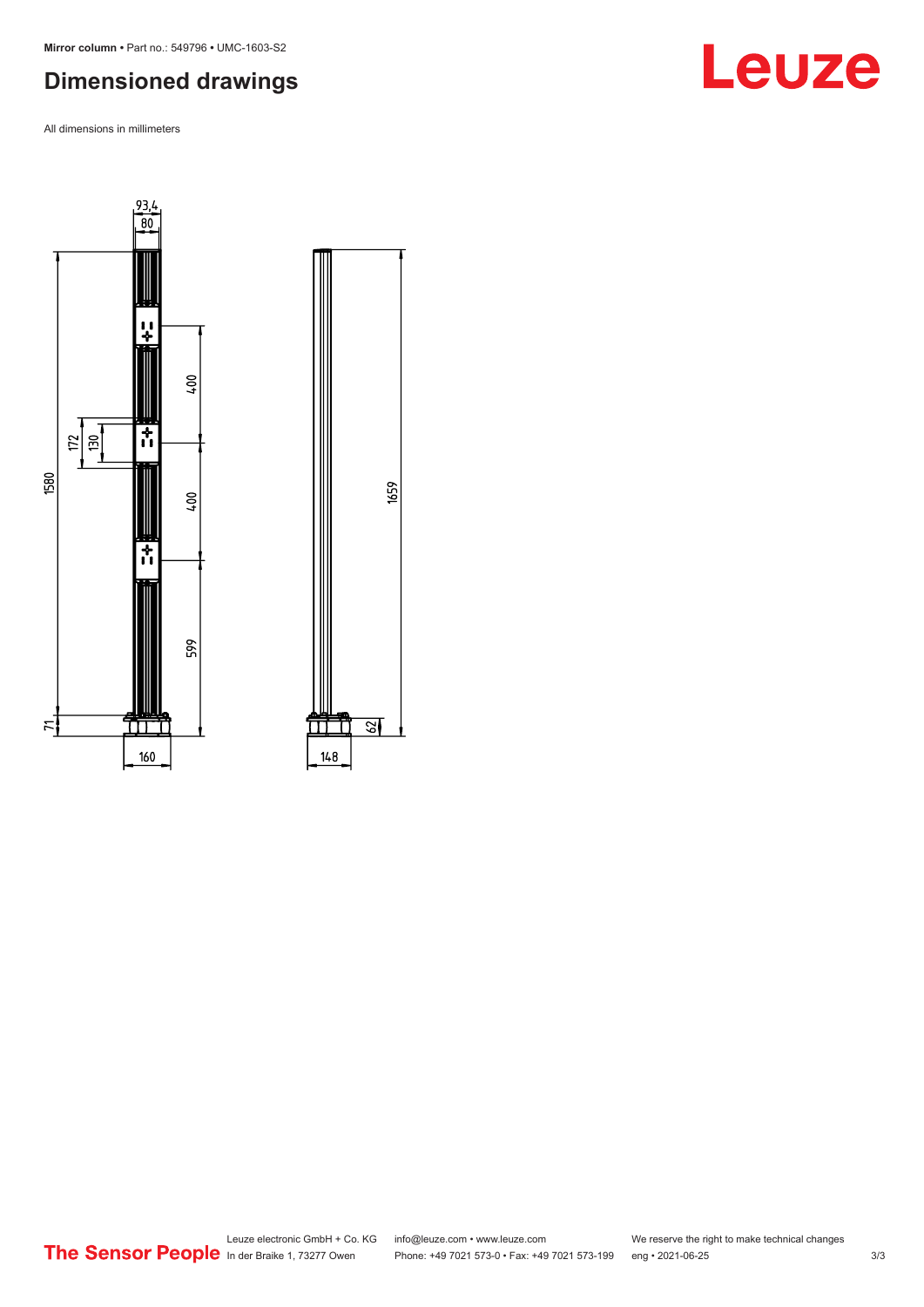## Dimensioned drawings

All dimensions in millimeters

93,4
80
1580
172
130
400
400
599
71
160
1659
62
148